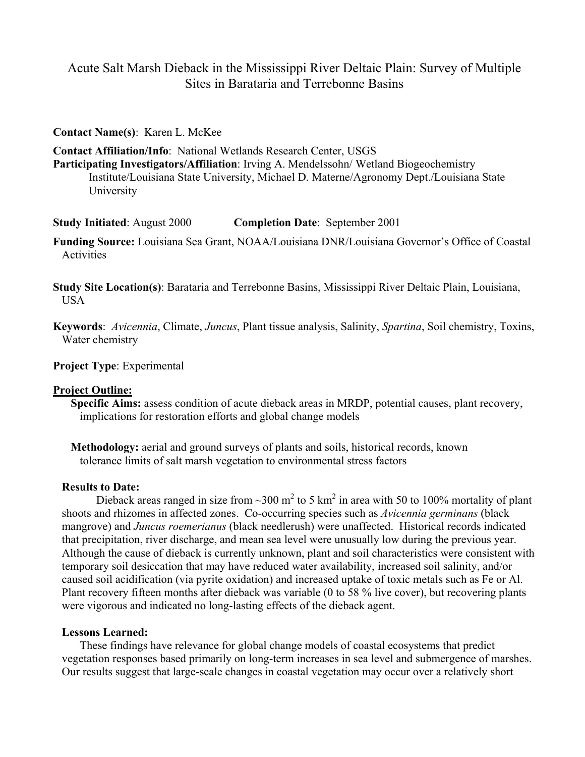# Acute Salt Marsh Dieback in the Mississippi River Deltaic Plain: Survey of Multiple Sites in Barataria and Terrebonne Basins

**Contact Name(s)**: Karen L. McKee

**Contact Affiliation/Info**: National Wetlands Research Center, USGS

**Participating Investigators/Affiliation**: Irving A. Mendelssohn/ Wetland Biogeochemistry Institute/Louisiana State University, Michael D. Materne/Agronomy Dept./Louisiana State University

**Study Initiated**: August 2000 **Completion Date**: September 2001

**Funding Source:** Louisiana Sea Grant, NOAA/Louisiana DNR/Louisiana Governor's Office of Coastal Activities

**Study Site Location(s)**: Barataria and Terrebonne Basins, Mississippi River Deltaic Plain, Louisiana, USA

**Keywords**: *Avicennia*, Climate, *Juncus*, Plant tissue analysis, Salinity, *Spartina*, Soil chemistry, Toxins, Water chemistry

**Project Type**: Experimental

## Project Outline:

**Specific Aims:** assess condition of acute dieback areas in MRDP, potential causes, plant recovery, implications for restoration efforts and global change models

**Methodology:** aerial and ground surveys of plants and soils, historical records, known tolerance limits of salt marsh vegetation to environmental stress factors

### Results to Date:

Dieback areas ranged in size from ~300 $m^2$ to 5 $km^2$ in area with 50 to 100% mortality of plant shoots and rhizomes in affected zones. Co-occurring species such as *Avicennia germinans* (black mangrove) and *Juncus roemerianus* (black needlerush) were unaffected. Historical records indicated that precipitation, river discharge, and mean sea level were unusually low during the previous year. Although the cause of dieback is currently unknown, plant and soil characteristics were consistent with temporary soil desiccation that may have reduced water availability, increased soil salinity, and/or caused soil acidification (via pyrite oxidation) and increased uptake of toxic metals such as Fe or Al. Plant recovery fifteen months after dieback was variable (0 to 58 % live cover), but recovering plants were vigorous and indicated no long-lasting effects of the dieback agent.

### Lessons Learned:

These findings have relevance for global change models of coastal ecosystems that predict vegetation responses based primarily on long-term increases in sea level and submergence of marshes. Our results suggest that large-scale changes in coastal vegetation may occur over a relatively short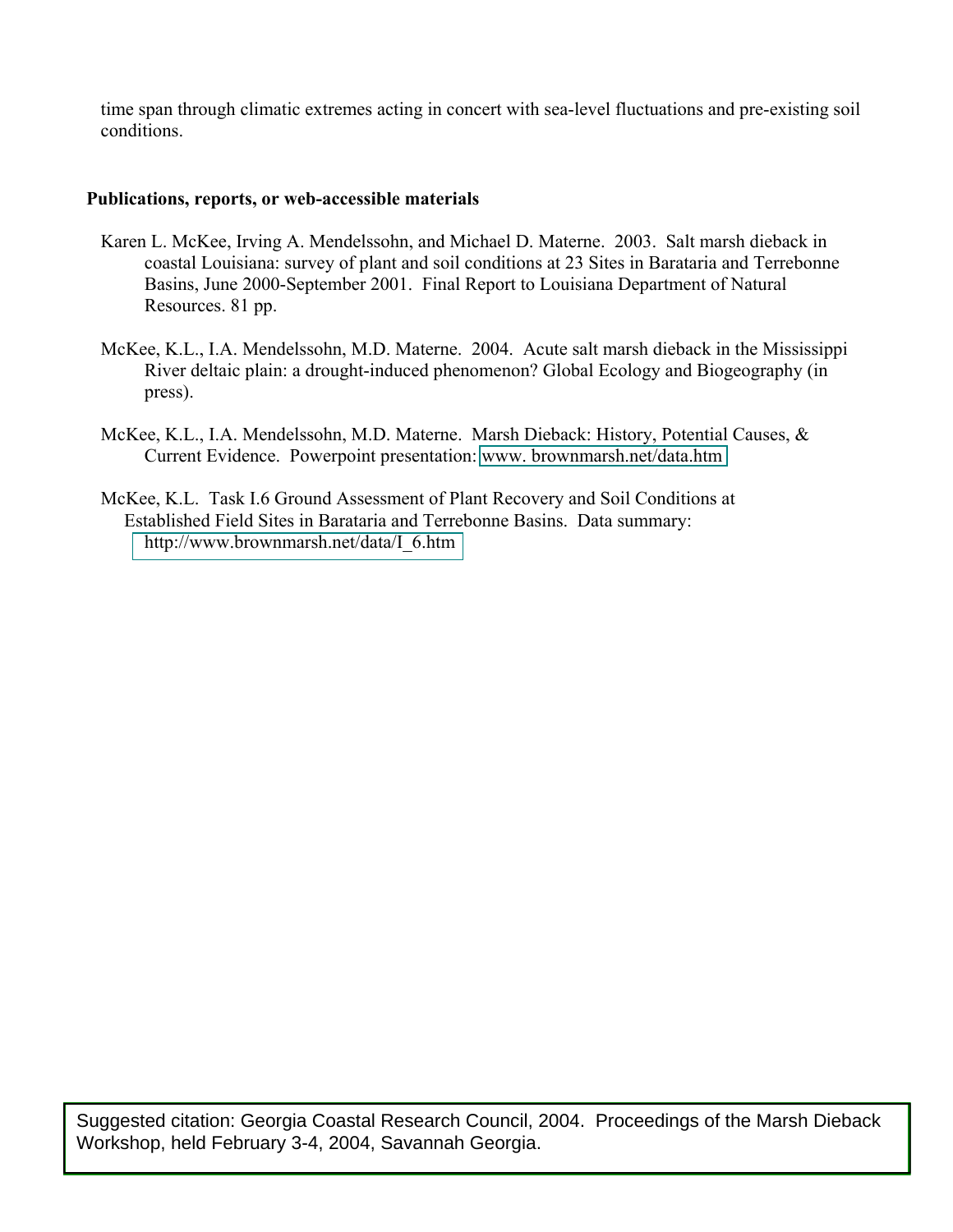time span through climatic extremes acting in concert with sea-level fluctuations and pre-existing soil conditions.

**Publications, reports, or web-accessible materials**

Karen L. McKee, Irving A. Mendelssohn, and Michael D. Materne. 2003. Salt marsh dieback in coastal Louisiana: survey of plant and soil conditions at 23 Sites in Barataria and Terrebonne Basins, June 2000-September 2001. Final Report to Louisiana Department of Natural Resources. 81 pp.

McKee, K.L., I.A. Mendelssohn, M.D. Materne. 2004. Acute salt marsh dieback in the Mississippi River deltaic plain: a drought-induced phenomenon? Global Ecology and Biogeography (in press).

McKee, K.L., I.A. Mendelssohn, M.D. Materne. Marsh Dieback: History, Potential Causes, & Current Evidence. Powerpoint presentation: www. brownmarsh.net/data.htm

McKee, K.L. Task I.6 Ground Assessment of Plant Recovery and Soil Conditions at Established Field Sites in Barataria and Terrebonne Basins. Data summary: http://www.brownmarsh.net/data/I_6.htm

Suggested citation: Georgia Coastal Research Council, 2004. Proceedings of the Marsh Dieback Workshop, held February 3-4, 2004, Savannah Georgia.